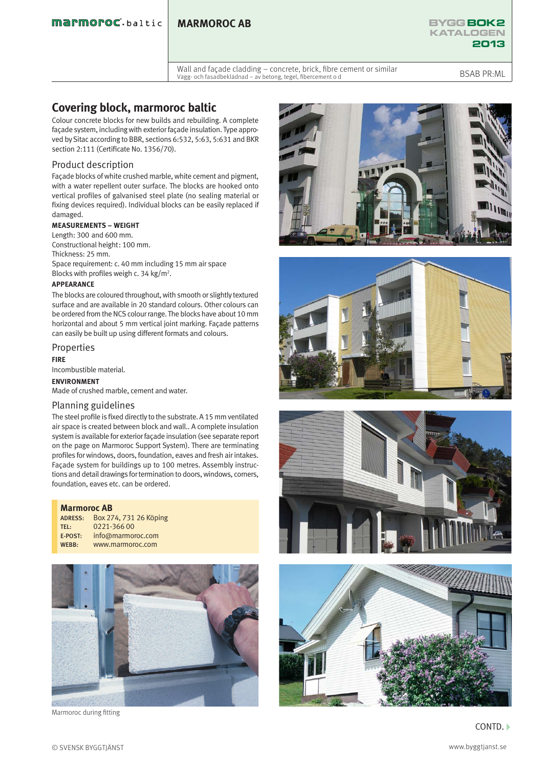# MARMOROC AB

Wall and façade cladding – concrete, brick, fibre cement or similar
Vägg- och fasadbeklädnad – av betong, tegel, fibercement o d

BSAB PR:ML

## Covering block, marmoroc baltic

Colour concrete blocks for new builds and rebuilding. A complete façade system, including with exterior façade insulation. Type approved by Sitac according to BBR, sections 6:532, 5:63, 5:631 and BKR section 2:111 (Certificate No. 1356/70).

### Product description

Façade blocks of white crushed marble, white cement and pigment, with a water repellent outer surface. The blocks are hooked onto vertical profiles of galvanised steel plate (no sealing material or fixing devices required). Individual blocks can be easily replaced if damaged.

**MEASUREMENTS – WEIGHT**

Length: 300 and 600 mm.
Constructional height: 100 mm.
Thickness: 25 mm.
Space requirement: c. 40 mm including 15 mm air space
Blocks with profiles weigh c. 34 kg/m².

**APPEARANCE**

The blocks are coloured throughout, with smooth or slightly textured surface and are available in 20 standard colours. Other colours can be ordered from the NCS colour range. The blocks have about 10 mm horizontal and about 5 mm vertical joint marking. Façade patterns can easily be built up using different formats and colours.

### Properties

**FIRE**

Incombustible material.

**ENVIRONMENT**

Made of crushed marble, cement and water.

### Planning guidelines

The steel profile is fixed directly to the substrate. A 15 mm ventilated air space is created between block and wall.. A complete insulation system is available for exterior façade insulation (see separate report on the page on Marmoroc Support System). There are terminating profiles for windows, doors, foundation, eaves and fresh air intakes. Façade system for buildings up to 100 metres. Assembly instructions and detail drawings for termination to doors, windows, corners, foundation, eaves etc. can be ordered.

**Marmoroc AB**
ADRESS: Box 274, 731 26 Köping
TEL: 0221-366 00
E-POST: info@marmoroc.com
WEBB: www.marmoroc.com

Marmoroc during fitting

CONTD.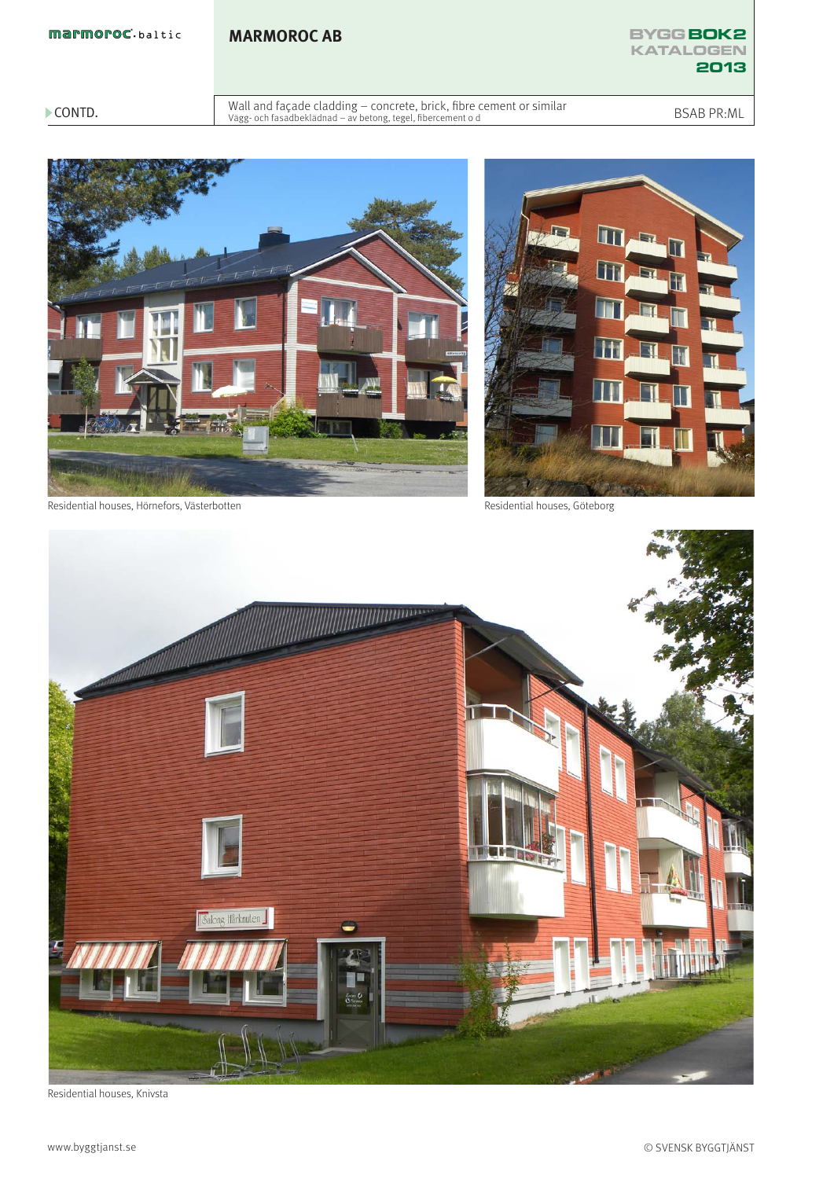# MARMOROC AB

CONTD.

Wall and façade cladding – concrete, brick, fibre cement or similar
Vägg- och fasadbeklädnad – av betong, tegel, fibercement o d

BSAB PR:ML

Residential houses, Hörnefors, Västerbotten

Residential houses, Göteborg

Residential houses, Knivsta